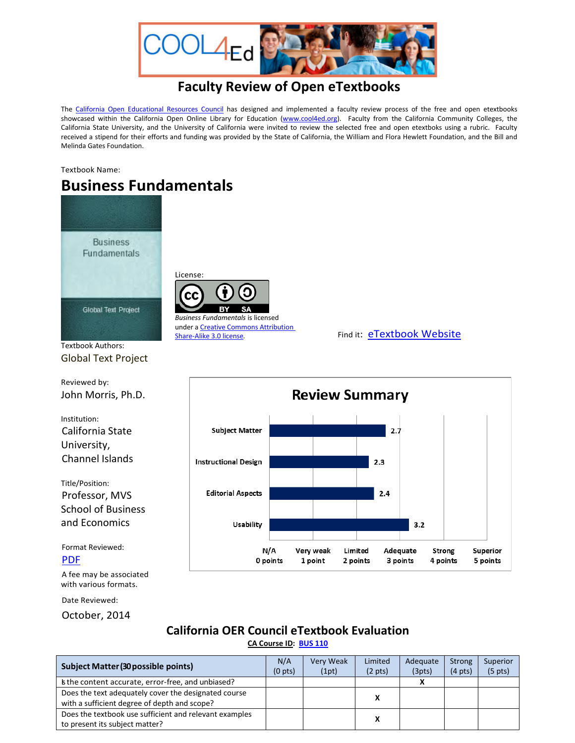# Faculty Review of Open eTextbooks

The California Open Educational Resources Council has designed and implemented a faculty review process of the free and open etextbooks showcased within the California Open Online Library for Education (www.cool4ed.org). Faculty from the California Community Colleges, the California State University, and the University of California were invited to review the selected free and open etextboks using a rubric. Faculty received a stipend for their efforts and funding was provided by the State of California, the William and Flora Hewlett Foundation, and the Bill and Melinda Gates Foundation.

Textbook Name:

## Business Fundamentals

License:

*Business Fundamentals* is licensed under a Creative Commons Attribution Share-Alike 3.0 license.

Find it: eTextbook Website

Textbook Authors:
Global Text Project

Reviewed by:
John Morris, Ph.D.

Institution:
California State University, Channel Islands

Title/Position:
Professor, MVS School of Business and Economics

Format Reviewed:
PDF

A fee may be associated with various formats.

Date Reviewed:
October, 2014

### Review Summary

| Category | Score |
|---|---|
| Subject Matter | 2.7 |
| Instructional Design | 2.3 |
| Editorial Aspects | 2.4 |
| Usability | 3.2 |

Scale: N/A 0 points; Very weak 1 point; Limited 2 points; Adequate 3 points; Strong 4 points; Superior 5 points

## California OER Council eTextbook Evaluation

**CA Course ID: BUS 110**

| **Subject Matter (30 possible points)** | N/A (0 pts) | Very Weak (1pt) | Limited (2 pts) | Adequate (3pts) | Strong (4 pts) | Superior (5 pts) |
|---|---|---|---|---|---|---|
| Is the content accurate, error-free, and unbiased? | | | | X | | |
| Does the text adequately cover the designated course with a sufficient degree of depth and scope? | | | X | | | |
| Does the textbook use sufficient and relevant examples to present its subject matter? | | | X | | | |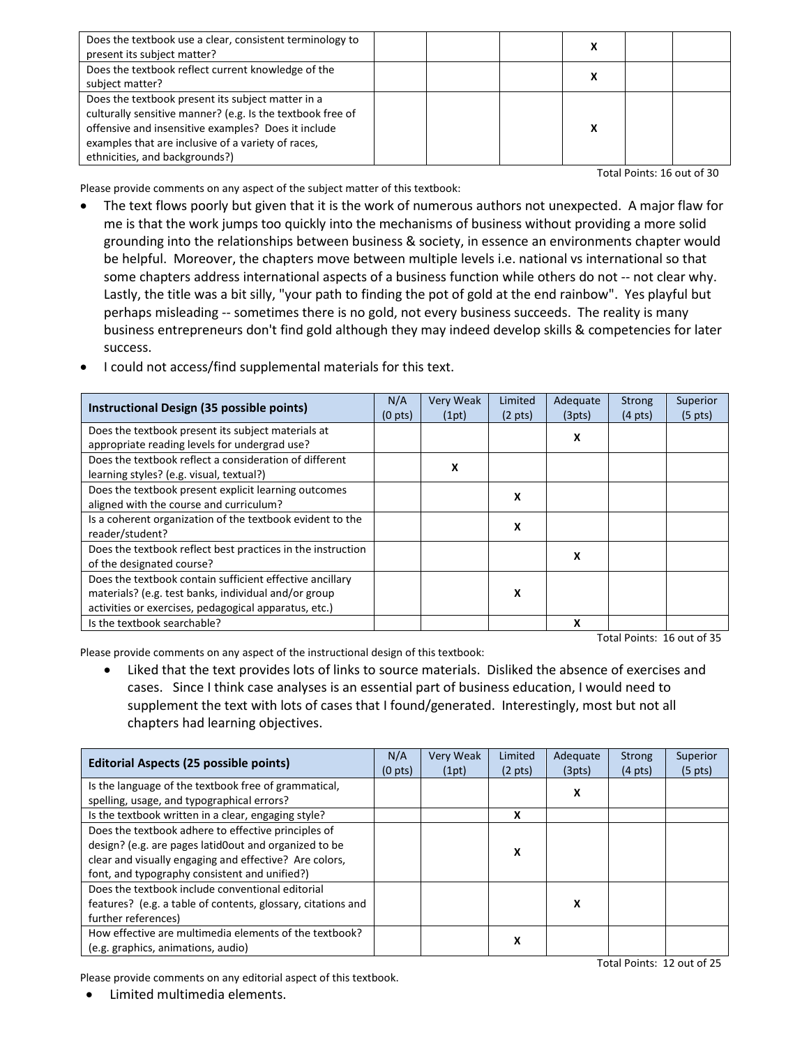| | | | | | | |
|---|---|---|---|---|---|---|
| Does the textbook use a clear, consistent terminology to present its subject matter? | | | | X | | |
| Does the textbook reflect current knowledge of the subject matter? | | | | X | | |
| Does the textbook present its subject matter in a culturally sensitive manner? (e.g. Is the textbook free of offensive and insensitive examples? Does it include examples that are inclusive of a variety of races, ethnicities, and backgrounds?) | | | | X | | |

Total Points: 16 out of 30

Please provide comments on any aspect of the subject matter of this textbook:

- The text flows poorly but given that it is the work of numerous authors not unexpected. A major flaw for me is that the work jumps too quickly into the mechanisms of business without providing a more solid grounding into the relationships between business & society, in essence an environments chapter would be helpful. Moreover, the chapters move between multiple levels i.e. national vs international so that some chapters address international aspects of a business function while others do not -- not clear why. Lastly, the title was a bit silly, "your path to finding the pot of gold at the end rainbow". Yes playful but perhaps misleading -- sometimes there is no gold, not every business succeeds. The reality is many business entrepreneurs don't find gold although they may indeed develop skills & competencies for later success.
- I could not access/find supplemental materials for this text.

| Instructional Design (35 possible points) | N/A (0 pts) | Very Weak (1pt) | Limited (2 pts) | Adequate (3pts) | Strong (4 pts) | Superior (5 pts) |
|---|---|---|---|---|---|---|
| Does the textbook present its subject materials at appropriate reading levels for undergrad use? | | | | X | | |
| Does the textbook reflect a consideration of different learning styles? (e.g. visual, textual?) | | X | | | | |
| Does the textbook present explicit learning outcomes aligned with the course and curriculum? | | | X | | | |
| Is a coherent organization of the textbook evident to the reader/student? | | | X | | | |
| Does the textbook reflect best practices in the instruction of the designated course? | | | | X | | |
| Does the textbook contain sufficient effective ancillary materials? (e.g. test banks, individual and/or group activities or exercises, pedagogical apparatus, etc.) | | | X | | | |
| Is the textbook searchable? | | | | X | | |

Total Points: 16 out of 35

Please provide comments on any aspect of the instructional design of this textbook:

- Liked that the text provides lots of links to source materials. Disliked the absence of exercises and cases. Since I think case analyses is an essential part of business education, I would need to supplement the text with lots of cases that I found/generated. Interestingly, most but not all chapters had learning objectives.

| Editorial Aspects (25 possible points) | N/A (0 pts) | Very Weak (1pt) | Limited (2 pts) | Adequate (3pts) | Strong (4 pts) | Superior (5 pts) |
|---|---|---|---|---|---|---|
| Is the language of the textbook free of grammatical, spelling, usage, and typographical errors? | | | | X | | |
| Is the textbook written in a clear, engaging style? | | | X | | | |
| Does the textbook adhere to effective principles of design? (e.g. are pages latid0out and organized to be clear and visually engaging and effective? Are colors, font, and typography consistent and unified?) | | | X | | | |
| Does the textbook include conventional editorial features? (e.g. a table of contents, glossary, citations and further references) | | | | X | | |
| How effective are multimedia elements of the textbook? (e.g. graphics, animations, audio) | | | X | | | |

Total Points: 12 out of 25

Please provide comments on any editorial aspect of this textbook.

- Limited multimedia elements.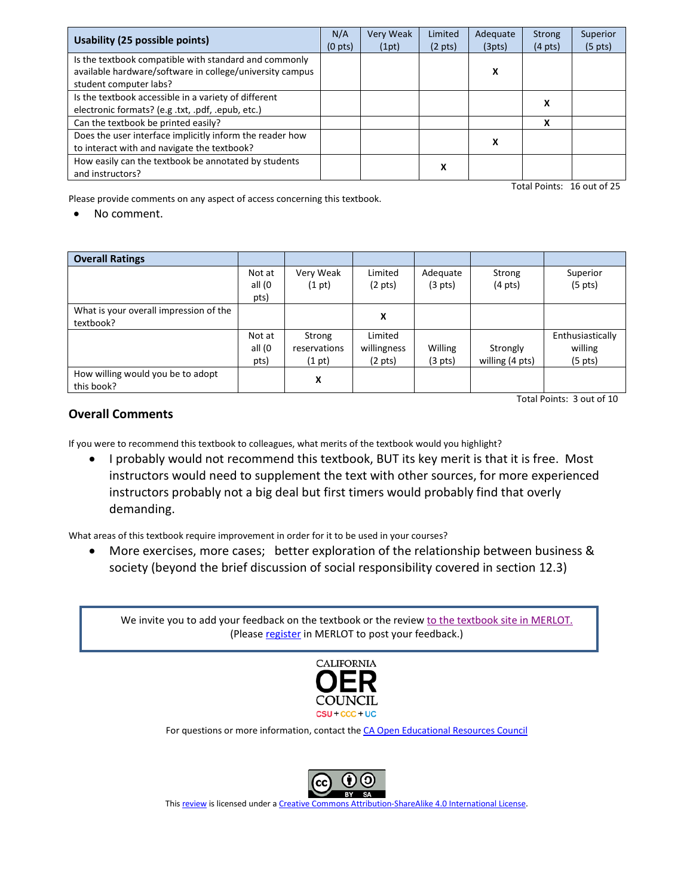| Usability (25 possible points) | N/A (0 pts) | Very Weak (1pt) | Limited (2 pts) | Adequate (3pts) | Strong (4 pts) | Superior (5 pts) |
|---|---|---|---|---|---|---|
| Is the textbook compatible with standard and commonly available hardware/software in college/university campus student computer labs? | | | | X | | |
| Is the textbook accessible in a variety of different electronic formats? (e.g .txt, .pdf, .epub, etc.) | | | | | X | |
| Can the textbook be printed easily? | | | | | X | |
| Does the user interface implicitly inform the reader how to interact with and navigate the textbook? | | | | X | | |
| How easily can the textbook be annotated by students and instructors? | | | X | | | |

Total Points: 16 out of 25

Please provide comments on any aspect of access concerning this textbook.

- No comment.

| Overall Ratings | | | | | | |
|---|---|---|---|---|---|---|
| | Not at all (0 pts) | Very Weak (1 pt) | Limited (2 pts) | Adequate (3 pts) | Strong (4 pts) | Superior (5 pts) |
| What is your overall impression of the textbook? | | | X | | | |
| | Not at all (0 pts) | Strong reservations (1 pt) | Limited willingness (2 pts) | Willing (3 pts) | Strongly willing (4 pts) | Enthusiastically willing (5 pts) |
| How willing would you be to adopt this book? | | X | | | | |

Total Points: 3 out of 10

## Overall Comments

If you were to recommend this textbook to colleagues, what merits of the textbook would you highlight?

- I probably would not recommend this textbook, BUT its key merit is that it is free. Most instructors would need to supplement the text with other sources, for more experienced instructors probably not a big deal but first timers would probably find that overly demanding.

What areas of this textbook require improvement in order for it to be used in your courses?

- More exercises, more cases; better exploration of the relationship between business & society (beyond the brief discussion of social responsibility covered in section 12.3)

We invite you to add your feedback on the textbook or the review to the textbook site in MERLOT. (Please register in MERLOT to post your feedback.)

CALIFORNIA OER COUNCIL
CSU + CCC + UC

For questions or more information, contact the CA Open Educational Resources Council

This review is licensed under a Creative Commons Attribution-ShareAlike 4.0 International License.